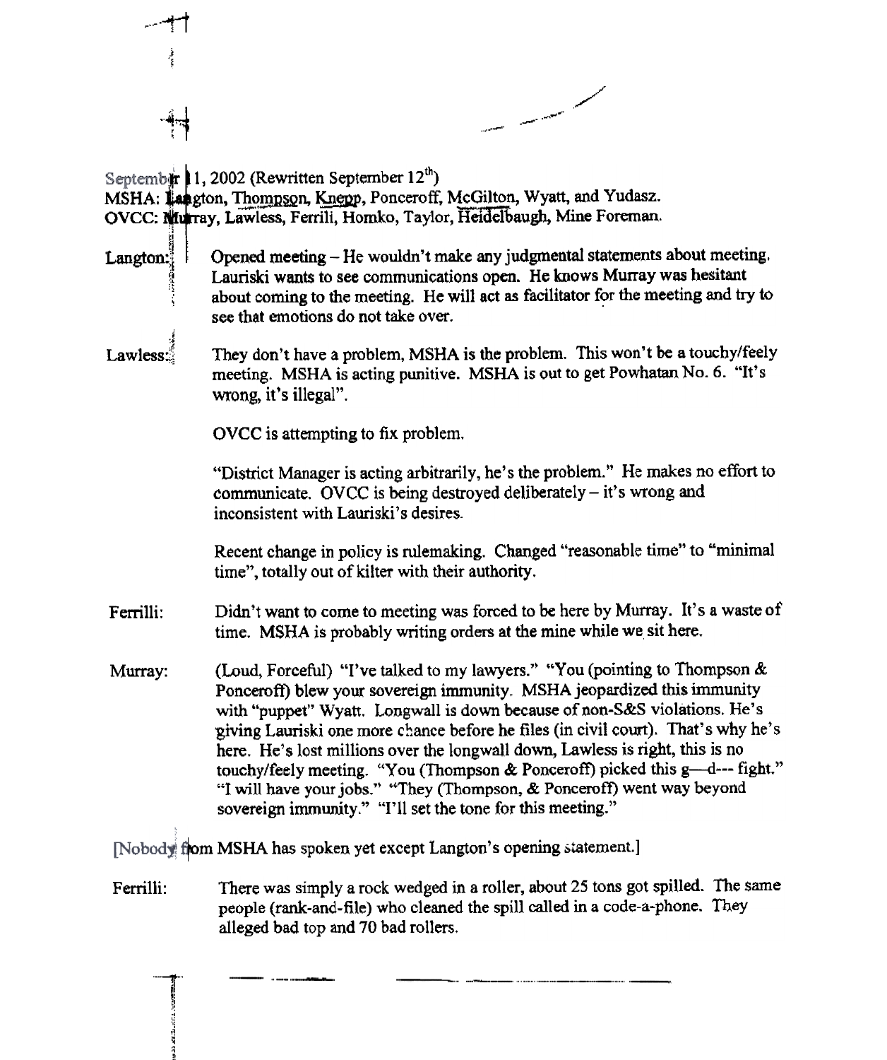September 11, 2002 (Rewritten September 12th)
MSHA: Langton, Thompson, Knepp, Ponceroff, McGilton, Wyatt, and Yudasz.
OVCC: Murray, Lawless, Ferrili, Homko, Taylor, Heidelbaugh, Mine Foreman.

Langton: Opened meeting – He wouldn't make any judgmental statements about meeting. Lauriski wants to see communications open. He knows Murray was hesitant about coming to the meeting. He will act as facilitator for the meeting and try to see that emotions do not take over.

Lawless: They don't have a problem, MSHA is the problem. This won't be a touchy/feely meeting. MSHA is acting punitive. MSHA is out to get Powhatan No. 6. "It's wrong, it's illegal".

OVCC is attempting to fix problem.

"District Manager is acting arbitrarily, he's the problem." He makes no effort to communicate. OVCC is being destroyed deliberately – it's wrong and inconsistent with Lauriski's desires.

Recent change in policy is rulemaking. Changed "reasonable time" to "minimal time", totally out of kilter with their authority.

Ferrilli: Didn't want to come to meeting was forced to be here by Murray. It's a waste of time. MSHA is probably writing orders at the mine while we sit here.

Murray: (Loud, Forceful) "I've talked to my lawyers." "You (pointing to Thompson & Ponceroff) blew your sovereign immunity. MSHA jeopardized this immunity with "puppet" Wyatt. Longwall is down because of non-S&S violations. He's giving Lauriski one more chance before he files (in civil court). That's why he's here. He's lost millions over the longwall down, Lawless is right, this is no touchy/feely meeting. "You (Thompson & Ponceroff) picked this g—d--- fight." "I will have your jobs." "They (Thompson, & Ponceroff) went way beyond sovereign immunity." "I'll set the tone for this meeting."

[Nobody from MSHA has spoken yet except Langton's opening statement.]

Ferrilli: There was simply a rock wedged in a roller, about 25 tons got spilled. The same people (rank-and-file) who cleaned the spill called in a code-a-phone. They alleged bad top and 70 bad rollers.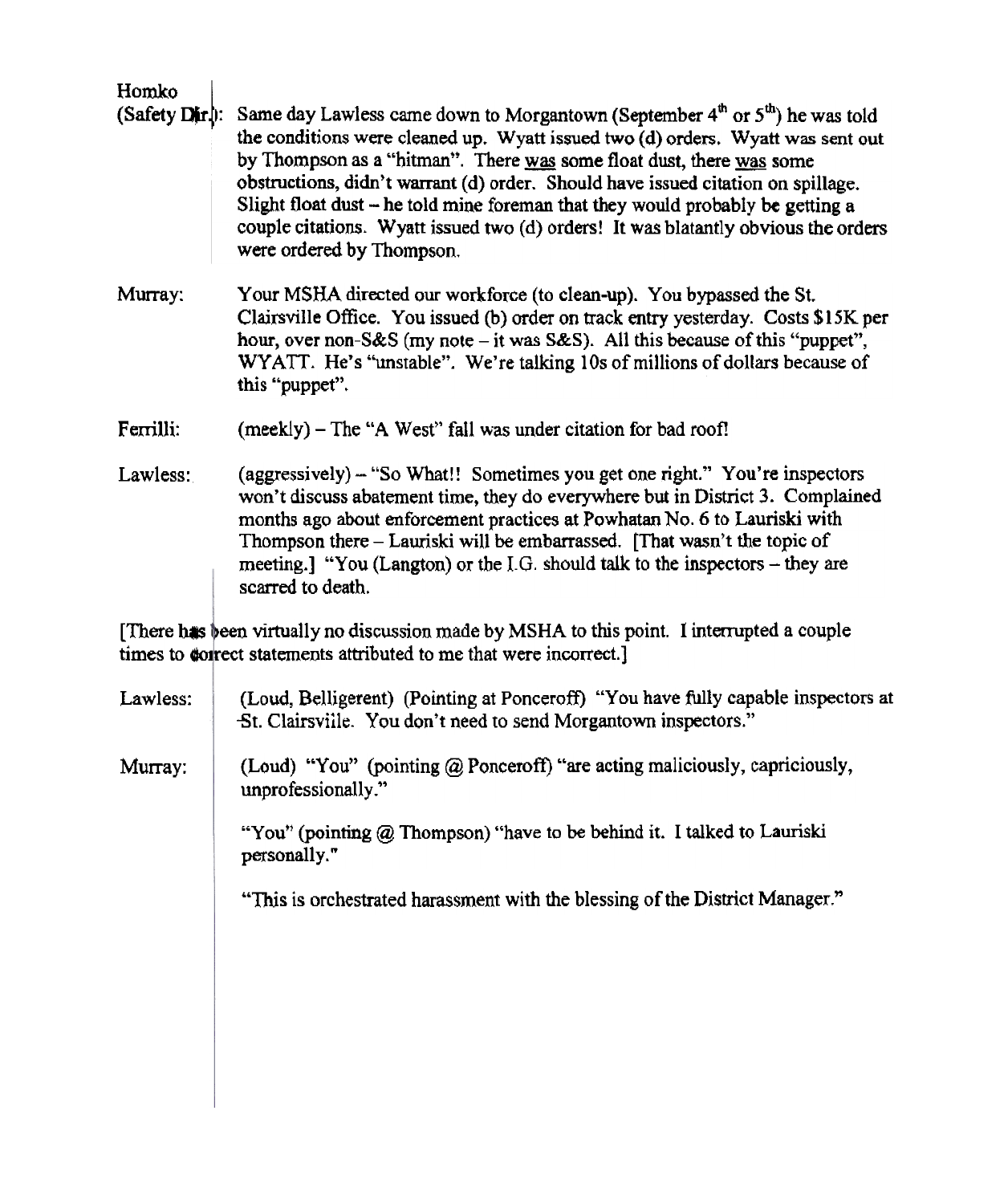Homko (Safety Dir.): Same day Lawless came down to Morgantown (September 4th or 5th) he was told the conditions were cleaned up. Wyatt issued two (d) orders. Wyatt was sent out by Thompson as a "hitman". There was some float dust, there was some obstructions, didn't warrant (d) order. Should have issued citation on spillage. Slight float dust – he told mine foreman that they would probably be getting a couple citations. Wyatt issued two (d) orders! It was blatantly obvious the orders were ordered by Thompson.

Murray: Your MSHA directed our workforce (to clean-up). You bypassed the St. Clairsville Office. You issued (b) order on track entry yesterday. Costs $15K per hour, over non-S&S (my note – it was S&S). All this because of this "puppet", WYATT. He's "unstable". We're talking 10s of millions of dollars because of this "puppet".

Ferrilli: (meekly) – The "A West" fall was under citation for bad roof!

Lawless: (aggressively) – "So What!! Sometimes you get one right." You're inspectors won't discuss abatement time, they do everywhere but in District 3. Complained months ago about enforcement practices at Powhatan No. 6 to Lauriski with Thompson there – Lauriski will be embarrassed. [That wasn't the topic of meeting.] "You (Langton) or the I.G. should talk to the inspectors – they are scarred to death.

[There has been virtually no discussion made by MSHA to this point. I interrupted a couple times to correct statements attributed to me that were incorrect.]

Lawless: (Loud, Belligerent) (Pointing at Ponceroff) "You have fully capable inspectors at St. Clairsville. You don't need to send Morgantown inspectors."

Murray: (Loud) "You" (pointing @ Ponceroff) "are acting maliciously, capriciously, unprofessionally."

"You" (pointing @ Thompson) "have to be behind it. I talked to Lauriski personally."

"This is orchestrated harassment with the blessing of the District Manager."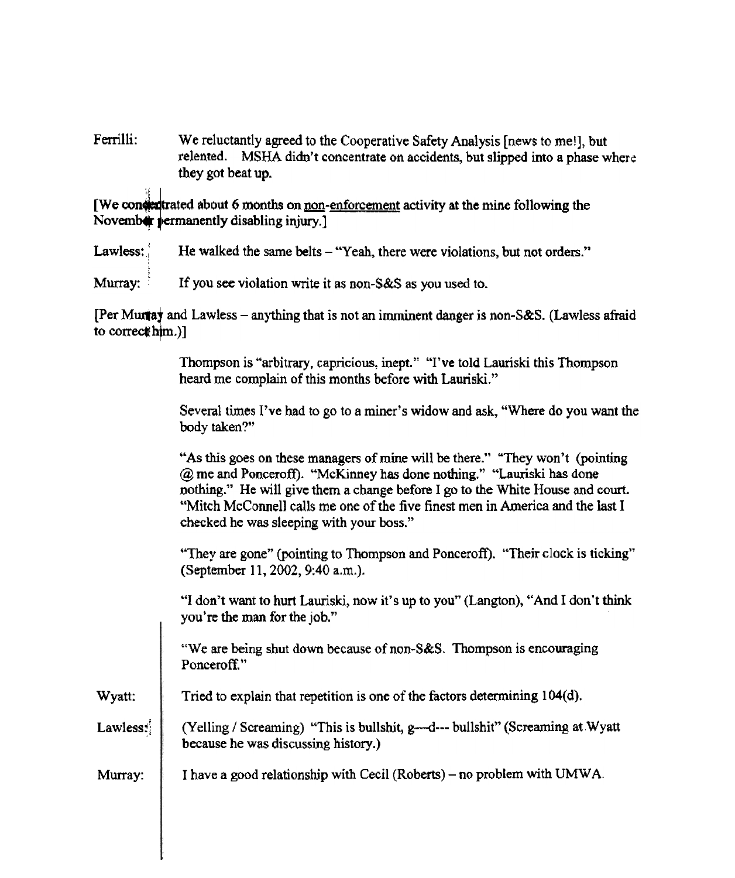Ferrilli: We reluctantly agreed to the Cooperative Safety Analysis [news to me!], but relented. MSHA didn't concentrate on accidents, but slipped into a phase where they got beat up.

[We concentrated about 6 months on non-enforcement activity at the mine following the November permanently disabling injury.]

Lawless: He walked the same belts – "Yeah, there were violations, but not orders."

Murray: If you see violation write it as non-S&S as you used to.

[Per Murray and Lawless – anything that is not an imminent danger is non-S&S. (Lawless afraid to correct him.)]

Thompson is "arbitrary, capricious, inept." "I've told Lauriski this Thompson heard me complain of this months before with Lauriski."

Several times I've had to go to a miner's widow and ask, "Where do you want the body taken?"

"As this goes on these managers of mine will be there." "They won't (pointing @ me and Ponceroff). "McKinney has done nothing." "Lauriski has done nothing." He will give them a change before I go to the White House and court. "Mitch McConnell calls me one of the five finest men in America and the last I checked he was sleeping with your boss."

"They are gone" (pointing to Thompson and Ponceroff). "Their clock is ticking" (September 11, 2002, 9:40 a.m.).

"I don't want to hurt Lauriski, now it's up to you" (Langton), "And I don't think you're the man for the job."

"We are being shut down because of non-S&S. Thompson is encouraging Ponceroff."

Wyatt: Tried to explain that repetition is one of the factors determining 104(d).

Lawless: (Yelling / Screaming) "This is bullshit, g—d--- bullshit" (Screaming at Wyatt because he was discussing history.)

Murray: I have a good relationship with Cecil (Roberts) – no problem with UMWA.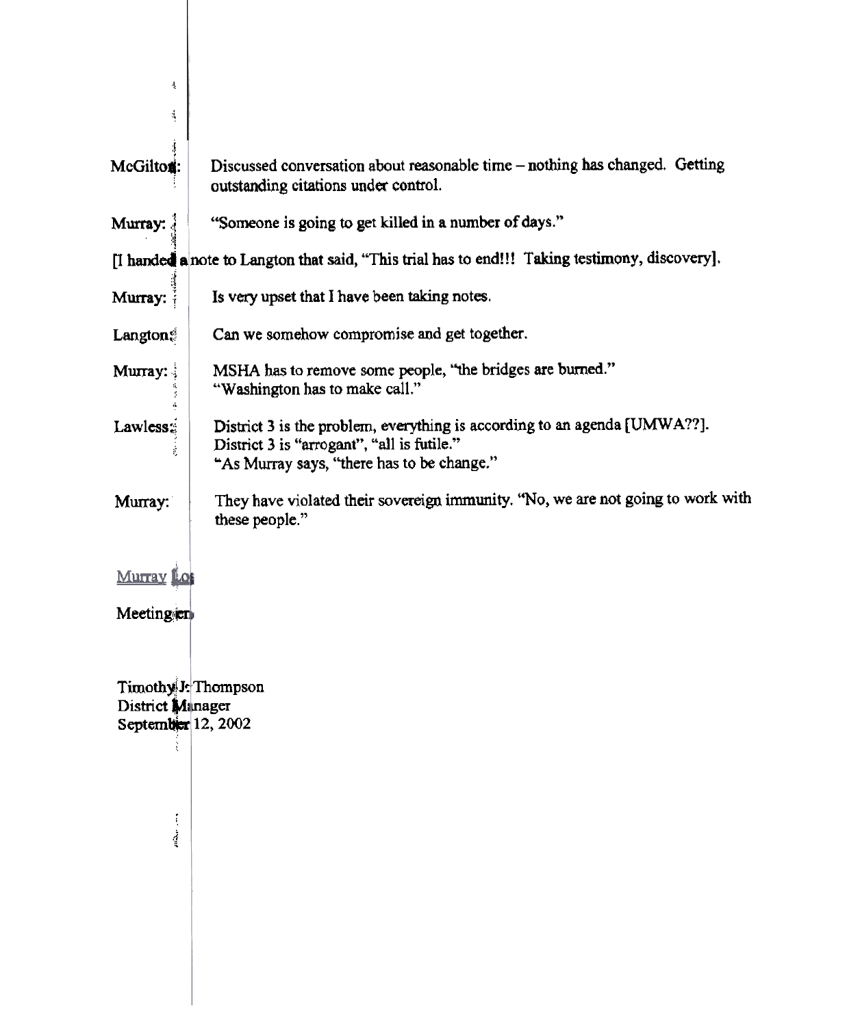McGilton: Discussed conversation about reasonable time – nothing has changed. Getting outstanding citations under control.

Murray: "Someone is going to get killed in a number of days."

[I handed a note to Langton that said, "This trial has to end!!! Taking testimony, discovery].

Murray: Is very upset that I have been taking notes.

Langton: Can we somehow compromise and get together.

Murray: MSHA has to remove some people, "the bridges are burned."
"Washington has to make call."

Lawless: District 3 is the problem, everything is according to an agenda [UMWA??].
District 3 is "arrogant", "all is futile."
"As Murray says, "there has to be change."

Murray: They have violated their sovereign immunity. "No, we are not going to work with these people."

Murray Lo

Meeting en

Timothy J. Thompson
District Manager
September 12, 2002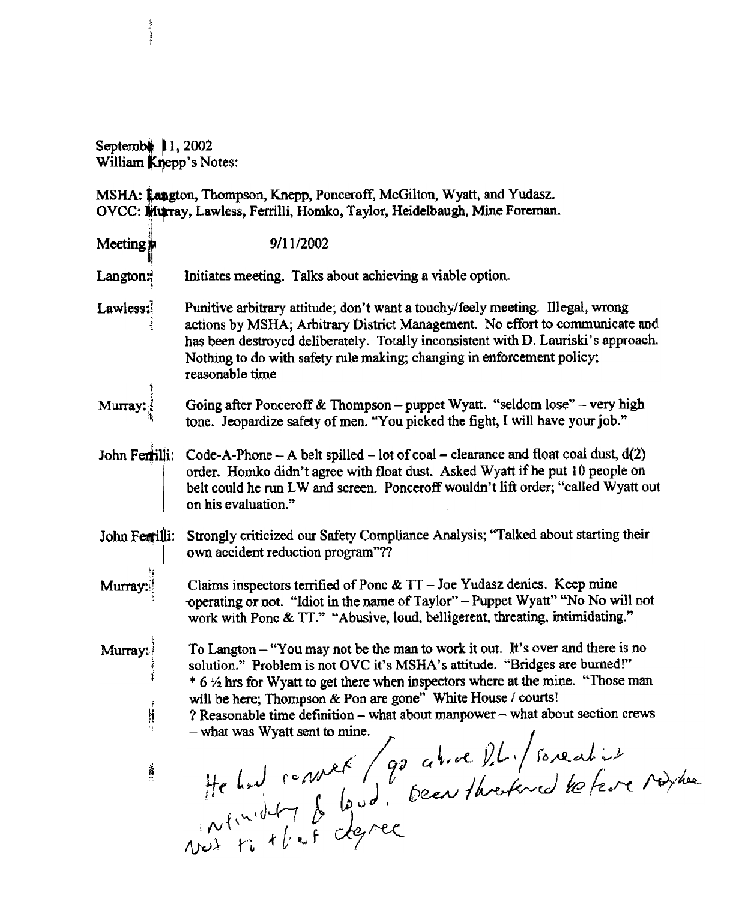September 11, 2002
William Knepp's Notes:

MSHA: Langton, Thompson, Knepp, Ponceroff, McGilton, Wyatt, and Yudasz.
OVCC: Murray, Lawless, Ferrilli, Homko, Taylor, Heidelbaugh, Mine Foreman.

Meeting 9/11/2002

**Langton:** Initiates meeting. Talks about achieving a viable option.

**Lawless:** Punitive arbitrary attitude; don't want a touchy/feely meeting. Illegal, wrong actions by MSHA; Arbitrary District Management. No effort to communicate and has been destroyed deliberately. Totally inconsistent with D. Lauriski's approach. Nothing to do with safety rule making; changing in enforcement policy; reasonable time

**Murray:** Going after Ponceroff & Thompson – puppet Wyatt. "seldom lose" – very high tone. Jeopardize safety of men. "You picked the fight, I will have your job."

**John Ferrilli:** Code-A-Phone – A belt spilled – lot of coal – clearance and float coal dust, d(2) order. Homko didn't agree with float dust. Asked Wyatt if he put 10 people on belt could he run LW and screen. Ponceroff wouldn't lift order; "called Wyatt out on his evaluation."

**John Ferrilli:** Strongly criticized our Safety Compliance Analysis; "Talked about starting their own accident reduction program"??

**Murray:** Claims inspectors terrified of Ponc & TT – Joe Yudasz denies. Keep mine operating or not. "Idiot in the name of Taylor" – Puppet Wyatt" "No No will not work with Ponc & TT." "Abusive, loud, belligerent, threating, intimidating."

**Murray:** To Langton – "You may not be the man to work it out. It's over and there is no solution." Problem is not OVC it's MSHA's attitude. "Bridges are burned!"
\* 6 ½ hrs for Wyatt to get there when inspectors where at the mine. "Those man will be here; Thompson & Pon are gone" White House / courts!
? Reasonable time definition – what about manpower – what about section crews – what was Wyatt sent to mine.

He had connect / go above D.L. / threat is intimidating & loud. Been threatened before nowhere not to that degree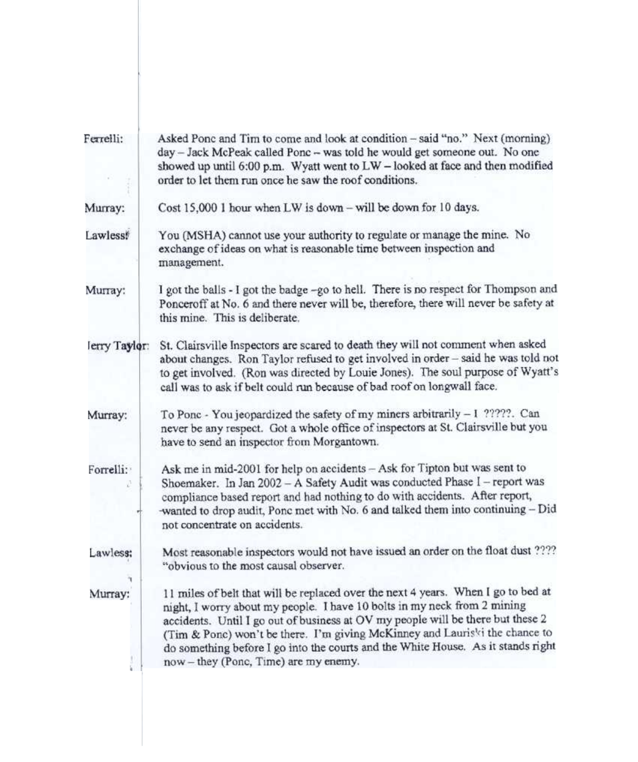**Ferrelli:** Asked Ponc and Tim to come and look at condition – said "no." Next (morning) day – Jack McPeak called Ponc – was told he would get someone out. No one showed up until 6:00 p.m. Wyatt went to LW – looked at face and then modified order to let them run once he saw the roof conditions.

**Murray:** Cost 15,000 1 hour when LW is down – will be down for 10 days.

**Lawless:** You (MSHA) cannot use your authority to regulate or manage the mine. No exchange of ideas on what is reasonable time between inspection and management.

**Murray:** I got the balls - I got the badge –go to hell. There is no respect for Thompson and Ponceroff at No. 6 and there never will be, therefore, there will never be safety at this mine. This is deliberate.

**Jerry Taylor:** St. Clairsville Inspectors are scared to death they will not comment when asked about changes. Ron Taylor refused to get involved in order – said he was told not to get involved. (Ron was directed by Louie Jones). The soul purpose of Wyatt's call was to ask if belt could run because of bad roof on longwall face.

**Murray:** To Ponc - You jeopardized the safety of my miners arbitrarily – I ?????. Can never be any respect. Got a whole office of inspectors at St. Clairsville but you have to send an inspector from Morgantown.

**Forrelli:** Ask me in mid-2001 for help on accidents – Ask for Tipton but was sent to Shoemaker. In Jan 2002 – A Safety Audit was conducted Phase I – report was compliance based report and had nothing to do with accidents. After report, wanted to drop audit, Ponc met with No. 6 and talked them into continuing – Did not concentrate on accidents.

**Lawless:** Most reasonable inspectors would not have issued an order on the float dust ???? "obvious to the most causal observer.

**Murray:** 11 miles of belt that will be replaced over the next 4 years. When I go to bed at night, I worry about my people. I have 10 bolts in my neck from 2 mining accidents. Until I go out of business at OV my people will be there but these 2 (Tim & Ponc) won't be there. I'm giving McKinney and Lauriski the chance to do something before I go into the courts and the White House. As it stands right now – they (Ponc, Time) are my enemy.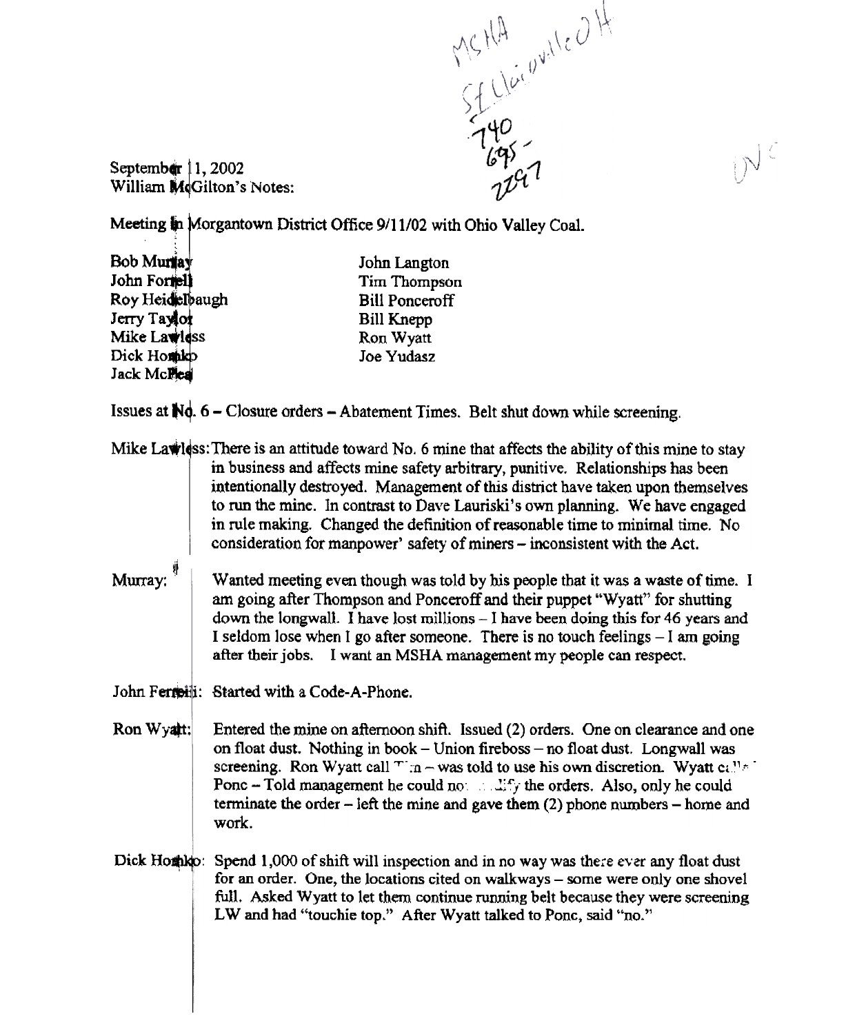MSHA
St Clairsville OH
740
695-
2297

ONC

September 11, 2002
William McGilton's Notes:

Meeting in Morgantown District Office 9/11/02 with Ohio Valley Coal.

| | |
|---|---|
| Bob Murray | John Langton |
| John Forrelli | Tim Thompson |
| Roy Heidelbaugh | Bill Ponceroff |
| Jerry Taylor | Bill Knepp |
| Mike Lawless | Ron Wyatt |
| Dick Hoshko | Joe Yudasz |
| Jack McPhee | |

Issues at No. 6 – Closure orders – Abatement Times. Belt shut down while screening.

Mike Lawless: There is an attitude toward No. 6 mine that affects the ability of this mine to stay in business and affects mine safety arbitrary, punitive. Relationships has been intentionally destroyed. Management of this district have taken upon themselves to run the mine. In contrast to Dave Lauriski's own planning. We have engaged in rule making. Changed the definition of reasonable time to minimal time. No consideration for manpower' safety of miners – inconsistent with the Act.

Murray: Wanted meeting even though was told by his people that it was a waste of time. I am going after Thompson and Ponceroff and their puppet "Wyatt" for shutting down the longwall. I have lost millions – I have been doing this for 46 years and I seldom lose when I go after someone. There is no touch feelings – I am going after their jobs. I want an MSHA management my people can respect.

John Forrelli: Started with a Code-A-Phone.

Ron Wyatt: Entered the mine on afternoon shift. Issued (2) orders. One on clearance and one on float dust. Nothing in book – Union fireboss – no float dust. Longwall was screening. Ron Wyatt call Tim – was told to use his own discretion. Wyatt called Ponc – Told management he could not modify the orders. Also, only he could terminate the order – left the mine and gave them (2) phone numbers – home and work.

Dick Hoshko: Spend 1,000 of shift will inspection and in no way was there ever any float dust for an order. One, the locations cited on walkways – some were only one shovel full. Asked Wyatt to let them continue running belt because they were screening LW and had "touchie top." After Wyatt talked to Ponc, said "no."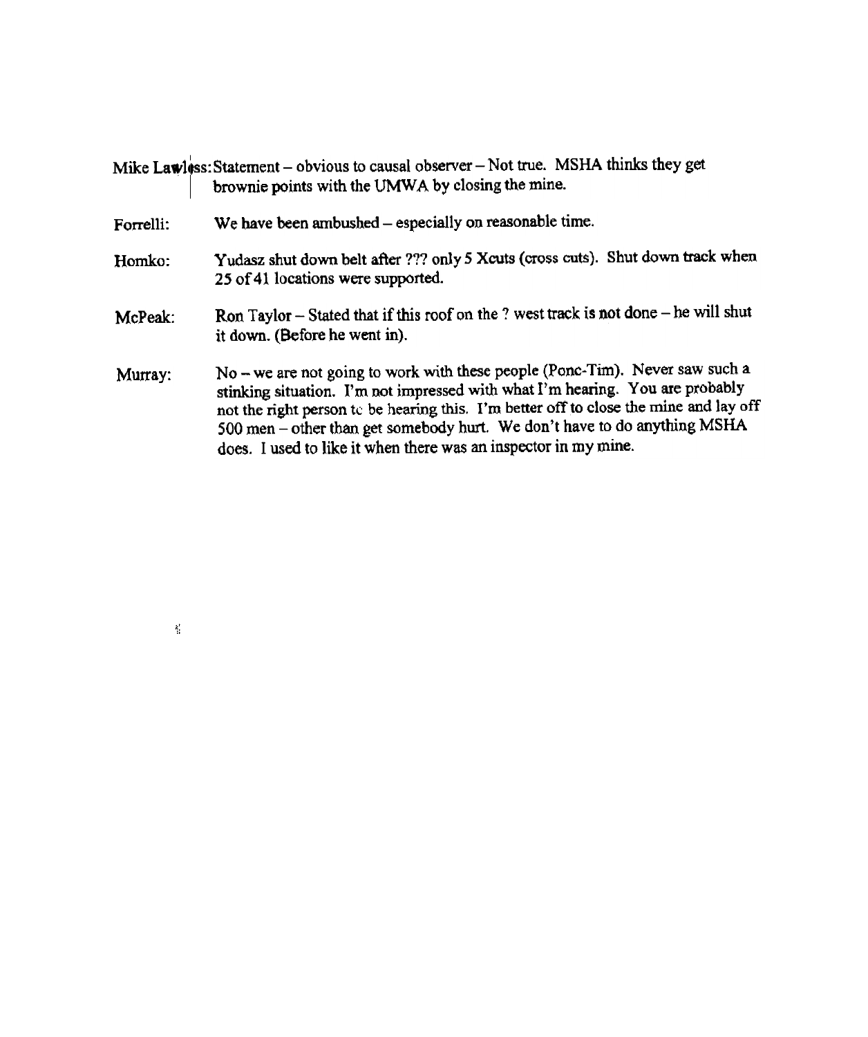Mike Lawless: Statement – obvious to causal observer – Not true. MSHA thinks they get brownie points with the UMWA by closing the mine.

Forrelli: We have been ambushed – especially on reasonable time.

Homko: Yudasz shut down belt after ??? only 5 Xcuts (cross cuts). Shut down track when 25 of 41 locations were supported.

McPeak: Ron Taylor – Stated that if this roof on the ? west track is not done – he will shut it down. (Before he went in).

Murray: No – we are not going to work with these people (Ponc-Tim). Never saw such a stinking situation. I'm not impressed with what I'm hearing. You are probably not the right person tc be hearing this. I'm better off to close the mine and lay off 500 men – other than get somebody hurt. We don't have to do anything MSHA does. I used to like it when there was an inspector in my mine.